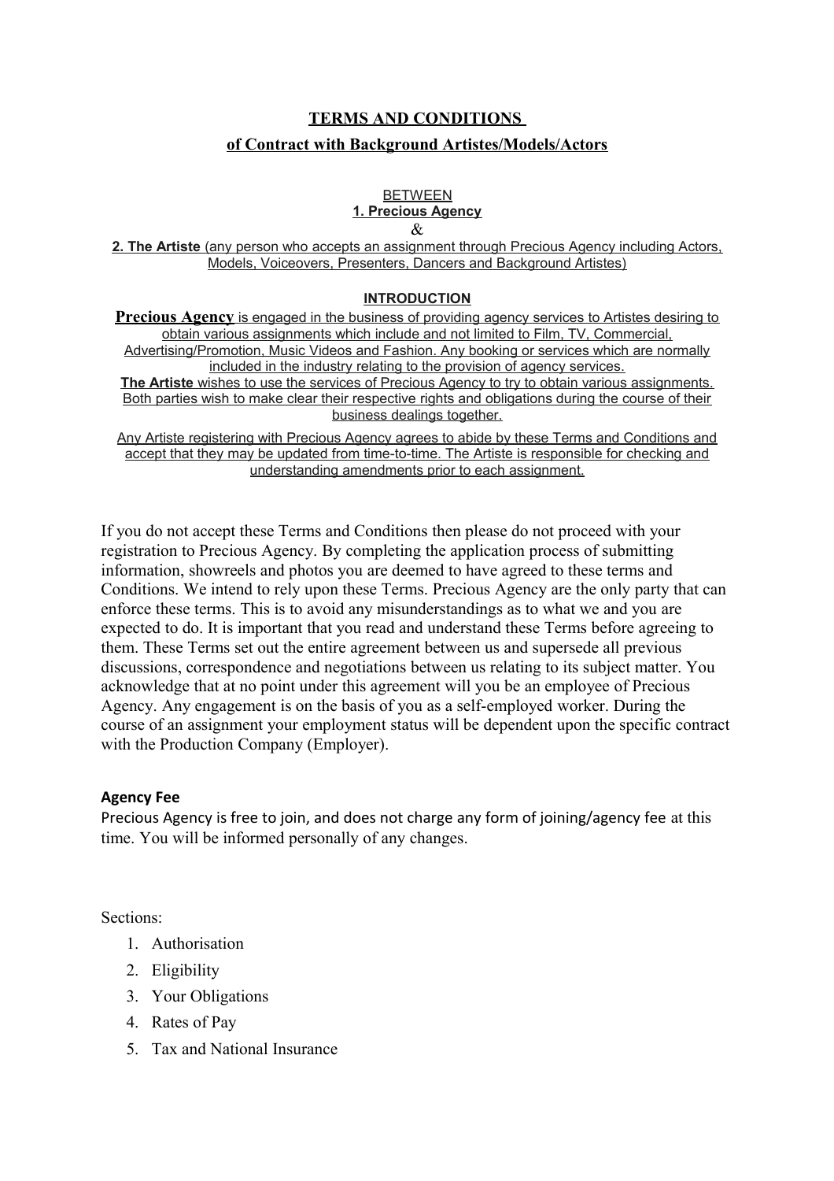# TERMS AND CONDITIONS

## of Contract with Background Artistes/Models/Actors

BETWEEN

**1. Precious Agency**

&

**2. The Artiste** (any person who accepts an assignment through Precious Agency including Actors, Models, Voiceovers, Presenters, Dancers and Background Artistes)

### INTRODUCTION

**Precious Agency** is engaged in the business of providing agency services to Artistes desiring to obtain various assignments which include and not limited to Film, TV, Commercial, Advertising/Promotion, Music Videos and Fashion. Any booking or services which are normally included in the industry relating to the provision of agency services.

**The Artiste** wishes to use the services of Precious Agency to try to obtain various assignments. Both parties wish to make clear their respective rights and obligations during the course of their business dealings together.

Any Artiste registering with Precious Agency agrees to abide by these Terms and Conditions and accept that they may be updated from time-to-time. The Artiste is responsible for checking and understanding amendments prior to each assignment.

If you do not accept these Terms and Conditions then please do not proceed with your registration to Precious Agency. By completing the application process of submitting information, showreels and photos you are deemed to have agreed to these terms and Conditions. We intend to rely upon these Terms. Precious Agency are the only party that can enforce these terms. This is to avoid any misunderstandings as to what we and you are expected to do. It is important that you read and understand these Terms before agreeing to them. These Terms set out the entire agreement between us and supersede all previous discussions, correspondence and negotiations between us relating to its subject matter. You acknowledge that at no point under this agreement will you be an employee of Precious Agency. Any engagement is on the basis of you as a self-employed worker. During the course of an assignment your employment status will be dependent upon the specific contract with the Production Company (Employer).

**Agency Fee**

Precious Agency is free to join, and does not charge any form of joining/agency fee at this time. You will be informed personally of any changes.

Sections:

1. Authorisation
2. Eligibility
3. Your Obligations
4. Rates of Pay
5. Tax and National Insurance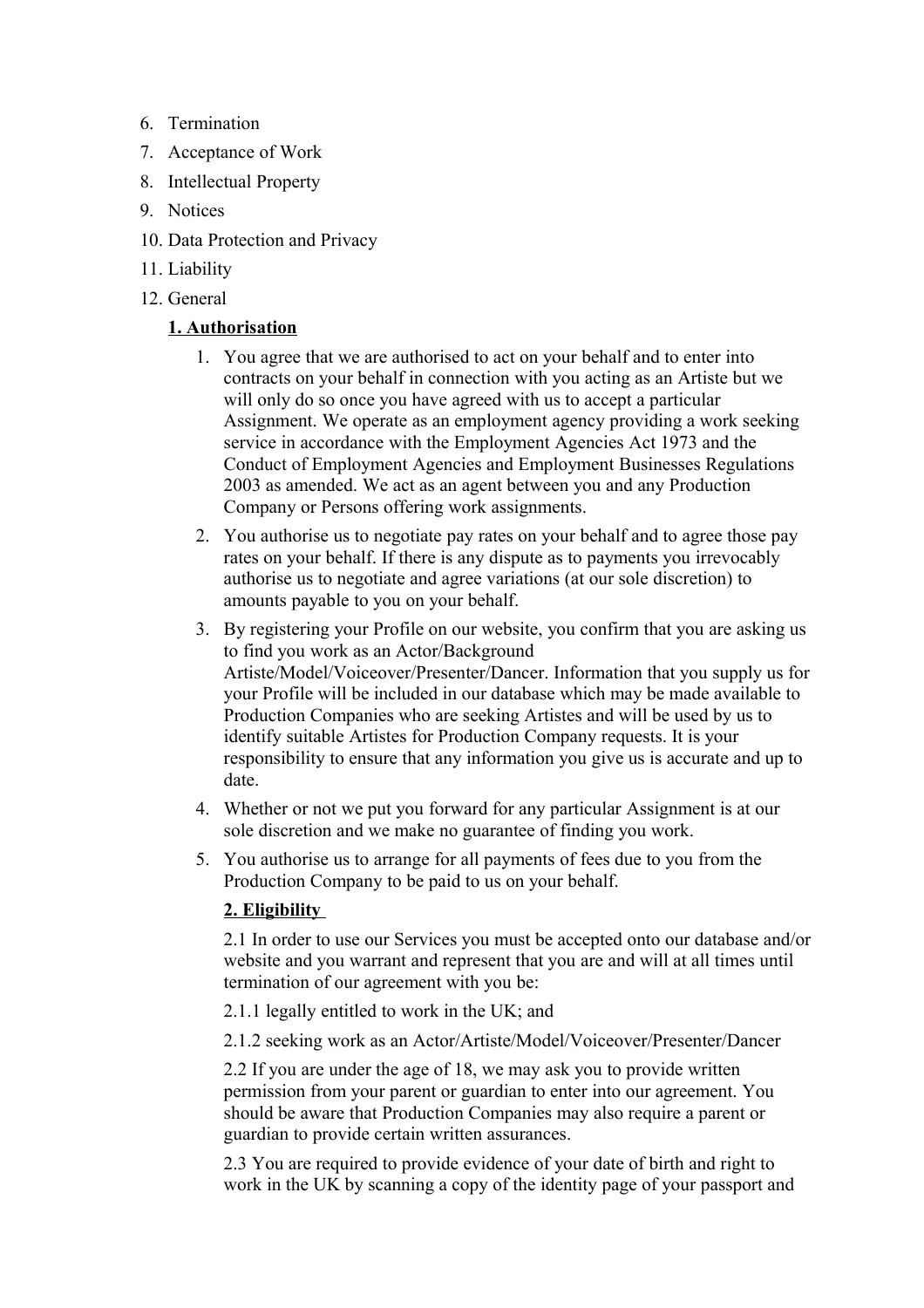6. Termination
7. Acceptance of Work
8. Intellectual Property
9. Notices
10. Data Protection and Privacy
11. Liability
12. General

**1. Authorisation**

1. You agree that we are authorised to act on your behalf and to enter into contracts on your behalf in connection with you acting as an Artiste but we will only do so once you have agreed with us to accept a particular Assignment. We operate as an employment agency providing a work seeking service in accordance with the Employment Agencies Act 1973 and the Conduct of Employment Agencies and Employment Businesses Regulations 2003 as amended. We act as an agent between you and any Production Company or Persons offering work assignments.
2. You authorise us to negotiate pay rates on your behalf and to agree those pay rates on your behalf. If there is any dispute as to payments you irrevocably authorise us to negotiate and agree variations (at our sole discretion) to amounts payable to you on your behalf.
3. By registering your Profile on our website, you confirm that you are asking us to find you work as an Actor/Background Artiste/Model/Voiceover/Presenter/Dancer. Information that you supply us for your Profile will be included in our database which may be made available to Production Companies who are seeking Artistes and will be used by us to identify suitable Artistes for Production Company requests. It is your responsibility to ensure that any information you give us is accurate and up to date.
4. Whether or not we put you forward for any particular Assignment is at our sole discretion and we make no guarantee of finding you work.
5. You authorise us to arrange for all payments of fees due to you from the Production Company to be paid to us on your behalf.

**2. Eligibility**

2.1 In order to use our Services you must be accepted onto our database and/or website and you warrant and represent that you are and will at all times until termination of our agreement with you be:

2.1.1 legally entitled to work in the UK; and

2.1.2 seeking work as an Actor/Artiste/Model/Voiceover/Presenter/Dancer

2.2 If you are under the age of 18, we may ask you to provide written permission from your parent or guardian to enter into our agreement. You should be aware that Production Companies may also require a parent or guardian to provide certain written assurances.

2.3 You are required to provide evidence of your date of birth and right to work in the UK by scanning a copy of the identity page of your passport and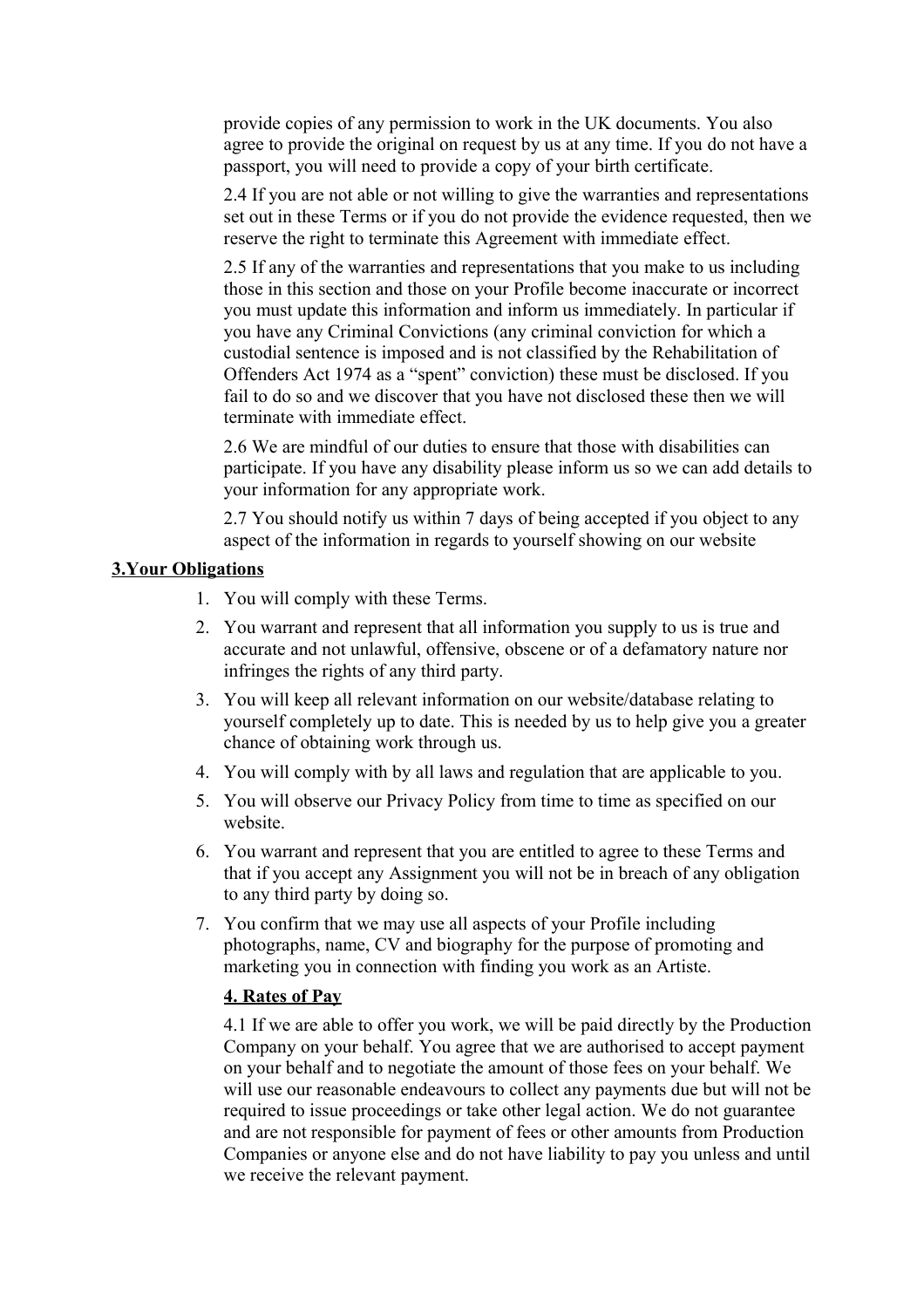provide copies of any permission to work in the UK documents. You also agree to provide the original on request by us at any time. If you do not have a passport, you will need to provide a copy of your birth certificate.

2.4 If you are not able or not willing to give the warranties and representations set out in these Terms or if you do not provide the evidence requested, then we reserve the right to terminate this Agreement with immediate effect.

2.5 If any of the warranties and representations that you make to us including those in this section and those on your Profile become inaccurate or incorrect you must update this information and inform us immediately. In particular if you have any Criminal Convictions (any criminal conviction for which a custodial sentence is imposed and is not classified by the Rehabilitation of Offenders Act 1974 as a "spent" conviction) these must be disclosed. If you fail to do so and we discover that you have not disclosed these then we will terminate with immediate effect.

2.6 We are mindful of our duties to ensure that those with disabilities can participate. If you have any disability please inform us so we can add details to your information for any appropriate work.

2.7 You should notify us within 7 days of being accepted if you object to any aspect of the information in regards to yourself showing on our website

**3.Your Obligations**

1. You will comply with these Terms.
2. You warrant and represent that all information you supply to us is true and accurate and not unlawful, offensive, obscene or of a defamatory nature nor infringes the rights of any third party.
3. You will keep all relevant information on our website/database relating to yourself completely up to date. This is needed by us to help give you a greater chance of obtaining work through us.
4. You will comply with by all laws and regulation that are applicable to you.
5. You will observe our Privacy Policy from time to time as specified on our website.
6. You warrant and represent that you are entitled to agree to these Terms and that if you accept any Assignment you will not be in breach of any obligation to any third party by doing so.
7. You confirm that we may use all aspects of your Profile including photographs, name, CV and biography for the purpose of promoting and marketing you in connection with finding you work as an Artiste.

**4. Rates of Pay**

4.1 If we are able to offer you work, we will be paid directly by the Production Company on your behalf. You agree that we are authorised to accept payment on your behalf and to negotiate the amount of those fees on your behalf. We will use our reasonable endeavours to collect any payments due but will not be required to issue proceedings or take other legal action. We do not guarantee and are not responsible for payment of fees or other amounts from Production Companies or anyone else and do not have liability to pay you unless and until we receive the relevant payment.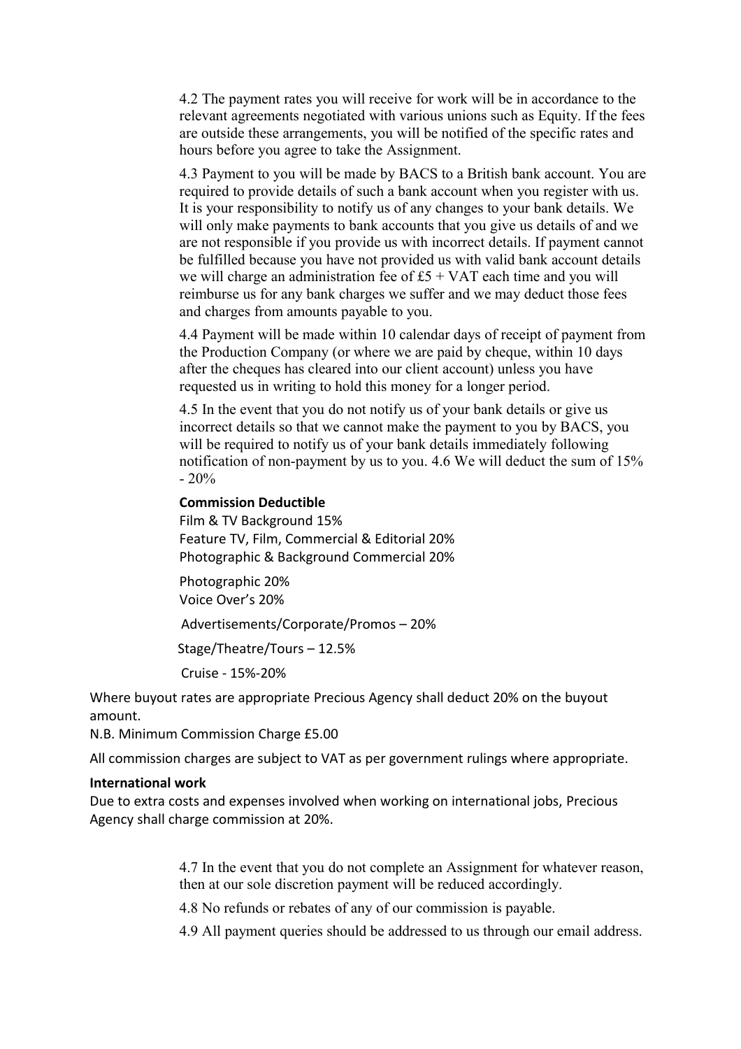4.2 The payment rates you will receive for work will be in accordance to the relevant agreements negotiated with various unions such as Equity. If the fees are outside these arrangements, you will be notified of the specific rates and hours before you agree to take the Assignment.

4.3 Payment to you will be made by BACS to a British bank account. You are required to provide details of such a bank account when you register with us. It is your responsibility to notify us of any changes to your bank details. We will only make payments to bank accounts that you give us details of and we are not responsible if you provide us with incorrect details. If payment cannot be fulfilled because you have not provided us with valid bank account details we will charge an administration fee of £5 + VAT each time and you will reimburse us for any bank charges we suffer and we may deduct those fees and charges from amounts payable to you.

4.4 Payment will be made within 10 calendar days of receipt of payment from the Production Company (or where we are paid by cheque, within 10 days after the cheques has cleared into our client account) unless you have requested us in writing to hold this money for a longer period.

4.5 In the event that you do not notify us of your bank details or give us incorrect details so that we cannot make the payment to you by BACS, you will be required to notify us of your bank details immediately following notification of non-payment by us to you. 4.6 We will deduct the sum of 15% - 20%

**Commission Deductible**

Film & TV Background 15%
Feature TV, Film, Commercial & Editorial 20%
Photographic & Background Commercial 20%

Photographic 20%
Voice Over's 20%

Advertisements/Corporate/Promos – 20%

Stage/Theatre/Tours – 12.5%

Cruise - 15%-20%

Where buyout rates are appropriate Precious Agency shall deduct 20% on the buyout amount.

N.B. Minimum Commission Charge £5.00

All commission charges are subject to VAT as per government rulings where appropriate.

**International work**

Due to extra costs and expenses involved when working on international jobs, Precious Agency shall charge commission at 20%.

4.7 In the event that you do not complete an Assignment for whatever reason, then at our sole discretion payment will be reduced accordingly.

4.8 No refunds or rebates of any of our commission is payable.

4.9 All payment queries should be addressed to us through our email address.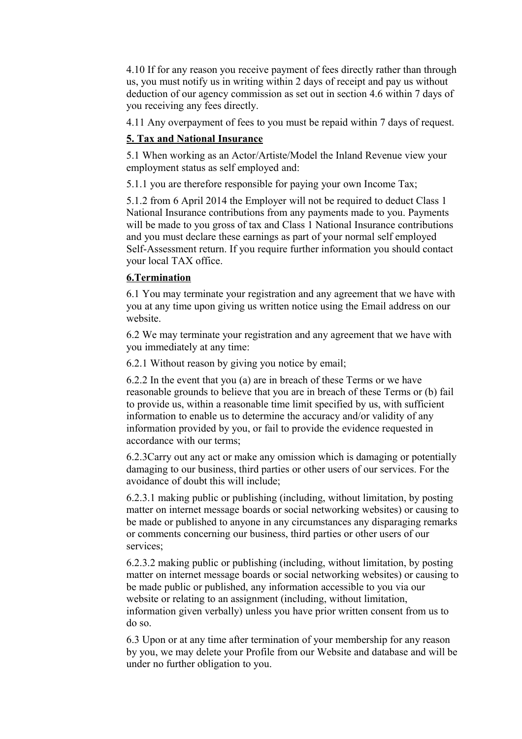4.10 If for any reason you receive payment of fees directly rather than through us, you must notify us in writing within 2 days of receipt and pay us without deduction of our agency commission as set out in section 4.6 within 7 days of you receiving any fees directly.

4.11 Any overpayment of fees to you must be repaid within 7 days of request.

**5. Tax and National Insurance**

5.1 When working as an Actor/Artiste/Model the Inland Revenue view your employment status as self employed and:

5.1.1 you are therefore responsible for paying your own Income Tax;

5.1.2 from 6 April 2014 the Employer will not be required to deduct Class 1 National Insurance contributions from any payments made to you. Payments will be made to you gross of tax and Class 1 National Insurance contributions and you must declare these earnings as part of your normal self employed Self-Assessment return. If you require further information you should contact your local TAX office.

**6.Termination**

6.1 You may terminate your registration and any agreement that we have with you at any time upon giving us written notice using the Email address on our website.

6.2 We may terminate your registration and any agreement that we have with you immediately at any time:

6.2.1 Without reason by giving you notice by email;

6.2.2 In the event that you (a) are in breach of these Terms or we have reasonable grounds to believe that you are in breach of these Terms or (b) fail to provide us, within a reasonable time limit specified by us, with sufficient information to enable us to determine the accuracy and/or validity of any information provided by you, or fail to provide the evidence requested in accordance with our terms;

6.2.3Carry out any act or make any omission which is damaging or potentially damaging to our business, third parties or other users of our services. For the avoidance of doubt this will include;

6.2.3.1 making public or publishing (including, without limitation, by posting matter on internet message boards or social networking websites) or causing to be made or published to anyone in any circumstances any disparaging remarks or comments concerning our business, third parties or other users of our services;

6.2.3.2 making public or publishing (including, without limitation, by posting matter on internet message boards or social networking websites) or causing to be made public or published, any information accessible to you via our website or relating to an assignment (including, without limitation, information given verbally) unless you have prior written consent from us to do so.

6.3 Upon or at any time after termination of your membership for any reason by you, we may delete your Profile from our Website and database and will be under no further obligation to you.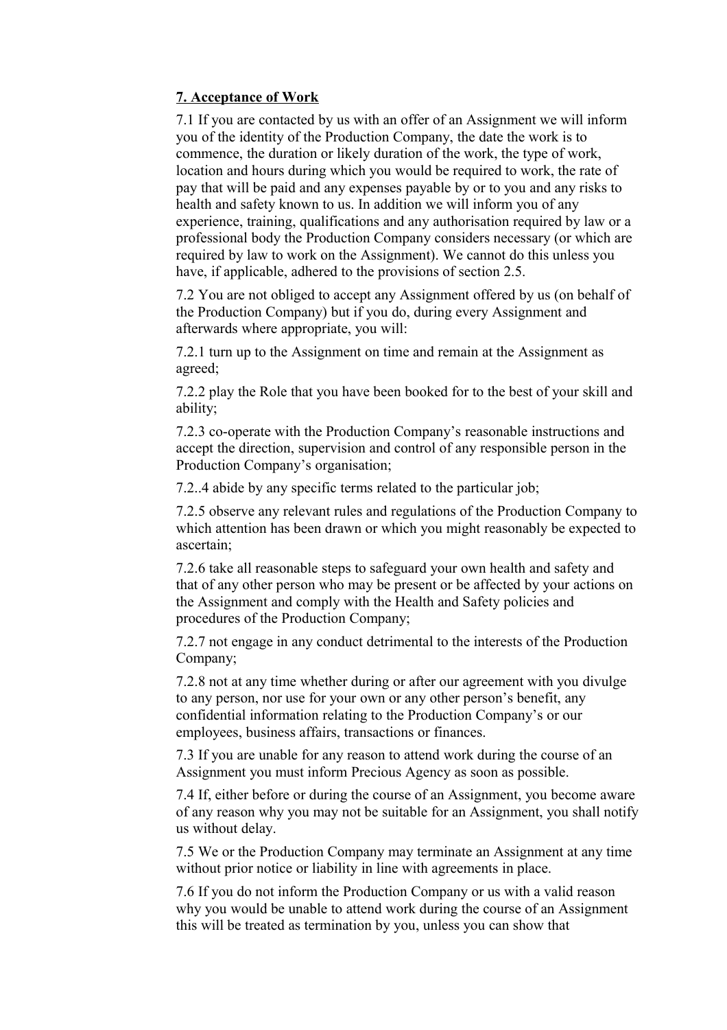## **7. Acceptance of Work**

7.1 If you are contacted by us with an offer of an Assignment we will inform you of the identity of the Production Company, the date the work is to commence, the duration or likely duration of the work, the type of work, location and hours during which you would be required to work, the rate of pay that will be paid and any expenses payable by or to you and any risks to health and safety known to us. In addition we will inform you of any experience, training, qualifications and any authorisation required by law or a professional body the Production Company considers necessary (or which are required by law to work on the Assignment). We cannot do this unless you have, if applicable, adhered to the provisions of section 2.5.

7.2 You are not obliged to accept any Assignment offered by us (on behalf of the Production Company) but if you do, during every Assignment and afterwards where appropriate, you will:

7.2.1 turn up to the Assignment on time and remain at the Assignment as agreed;

7.2.2 play the Role that you have been booked for to the best of your skill and ability;

7.2.3 co-operate with the Production Company's reasonable instructions and accept the direction, supervision and control of any responsible person in the Production Company's organisation;

7.2..4 abide by any specific terms related to the particular job;

7.2.5 observe any relevant rules and regulations of the Production Company to which attention has been drawn or which you might reasonably be expected to ascertain;

7.2.6 take all reasonable steps to safeguard your own health and safety and that of any other person who may be present or be affected by your actions on the Assignment and comply with the Health and Safety policies and procedures of the Production Company;

7.2.7 not engage in any conduct detrimental to the interests of the Production Company;

7.2.8 not at any time whether during or after our agreement with you divulge to any person, nor use for your own or any other person's benefit, any confidential information relating to the Production Company's or our employees, business affairs, transactions or finances.

7.3 If you are unable for any reason to attend work during the course of an Assignment you must inform Precious Agency as soon as possible.

7.4 If, either before or during the course of an Assignment, you become aware of any reason why you may not be suitable for an Assignment, you shall notify us without delay.

7.5 We or the Production Company may terminate an Assignment at any time without prior notice or liability in line with agreements in place.

7.6 If you do not inform the Production Company or us with a valid reason why you would be unable to attend work during the course of an Assignment this will be treated as termination by you, unless you can show that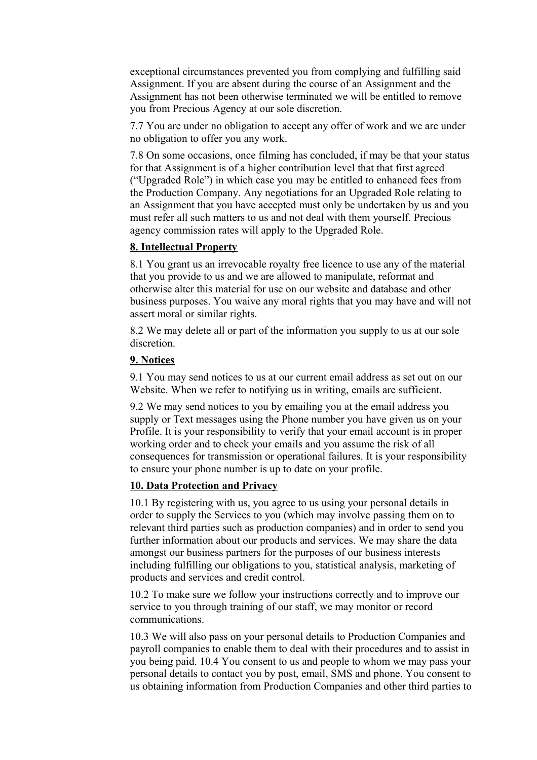exceptional circumstances prevented you from complying and fulfilling said Assignment. If you are absent during the course of an Assignment and the Assignment has not been otherwise terminated we will be entitled to remove you from Precious Agency at our sole discretion.

7.7 You are under no obligation to accept any offer of work and we are under no obligation to offer you any work.

7.8 On some occasions, once filming has concluded, if may be that your status for that Assignment is of a higher contribution level that that first agreed ("Upgraded Role") in which case you may be entitled to enhanced fees from the Production Company. Any negotiations for an Upgraded Role relating to an Assignment that you have accepted must only be undertaken by us and you must refer all such matters to us and not deal with them yourself. Precious agency commission rates will apply to the Upgraded Role.

**8. Intellectual Property**

8.1 You grant us an irrevocable royalty free licence to use any of the material that you provide to us and we are allowed to manipulate, reformat and otherwise alter this material for use on our website and database and other business purposes. You waive any moral rights that you may have and will not assert moral or similar rights.

8.2 We may delete all or part of the information you supply to us at our sole discretion.

**9. Notices**

9.1 You may send notices to us at our current email address as set out on our Website. When we refer to notifying us in writing, emails are sufficient.

9.2 We may send notices to you by emailing you at the email address you supply or Text messages using the Phone number you have given us on your Profile. It is your responsibility to verify that your email account is in proper working order and to check your emails and you assume the risk of all consequences for transmission or operational failures. It is your responsibility to ensure your phone number is up to date on your profile.

**10. Data Protection and Privacy**

10.1 By registering with us, you agree to us using your personal details in order to supply the Services to you (which may involve passing them on to relevant third parties such as production companies) and in order to send you further information about our products and services. We may share the data amongst our business partners for the purposes of our business interests including fulfilling our obligations to you, statistical analysis, marketing of products and services and credit control.

10.2 To make sure we follow your instructions correctly and to improve our service to you through training of our staff, we may monitor or record communications.

10.3 We will also pass on your personal details to Production Companies and payroll companies to enable them to deal with their procedures and to assist in you being paid. 10.4 You consent to us and people to whom we may pass your personal details to contact you by post, email, SMS and phone. You consent to us obtaining information from Production Companies and other third parties to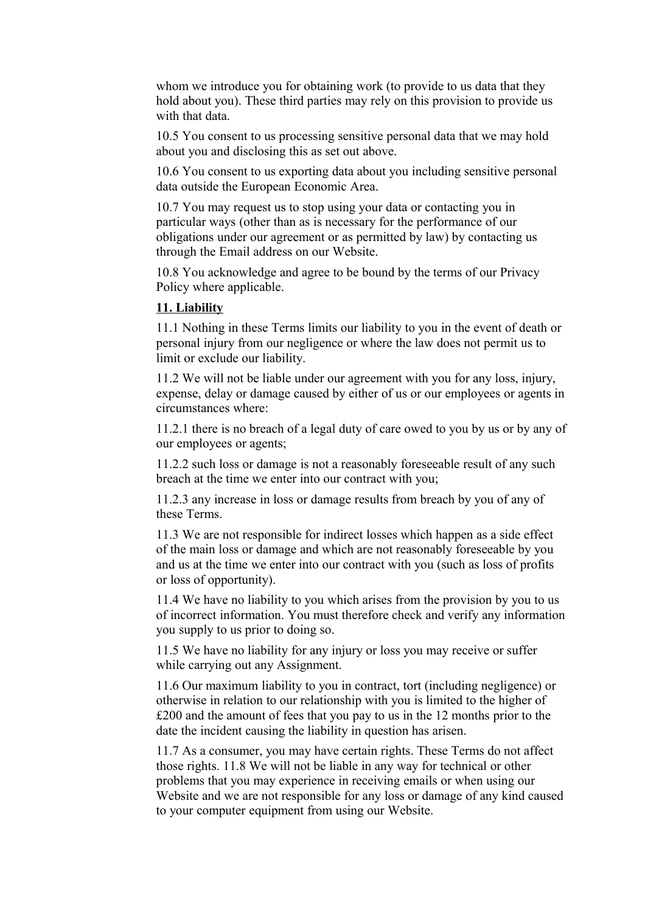whom we introduce you for obtaining work (to provide to us data that they hold about you). These third parties may rely on this provision to provide us with that data.

10.5 You consent to us processing sensitive personal data that we may hold about you and disclosing this as set out above.

10.6 You consent to us exporting data about you including sensitive personal data outside the European Economic Area.

10.7 You may request us to stop using your data or contacting you in particular ways (other than as is necessary for the performance of our obligations under our agreement or as permitted by law) by contacting us through the Email address on our Website.

10.8 You acknowledge and agree to be bound by the terms of our Privacy Policy where applicable.

**11. Liability**

11.1 Nothing in these Terms limits our liability to you in the event of death or personal injury from our negligence or where the law does not permit us to limit or exclude our liability.

11.2 We will not be liable under our agreement with you for any loss, injury, expense, delay or damage caused by either of us or our employees or agents in circumstances where:

11.2.1 there is no breach of a legal duty of care owed to you by us or by any of our employees or agents;

11.2.2 such loss or damage is not a reasonably foreseeable result of any such breach at the time we enter into our contract with you;

11.2.3 any increase in loss or damage results from breach by you of any of these Terms.

11.3 We are not responsible for indirect losses which happen as a side effect of the main loss or damage and which are not reasonably foreseeable by you and us at the time we enter into our contract with you (such as loss of profits or loss of opportunity).

11.4 We have no liability to you which arises from the provision by you to us of incorrect information. You must therefore check and verify any information you supply to us prior to doing so.

11.5 We have no liability for any injury or loss you may receive or suffer while carrying out any Assignment.

11.6 Our maximum liability to you in contract, tort (including negligence) or otherwise in relation to our relationship with you is limited to the higher of £200 and the amount of fees that you pay to us in the 12 months prior to the date the incident causing the liability in question has arisen.

11.7 As a consumer, you may have certain rights. These Terms do not affect those rights. 11.8 We will not be liable in any way for technical or other problems that you may experience in receiving emails or when using our Website and we are not responsible for any loss or damage of any kind caused to your computer equipment from using our Website.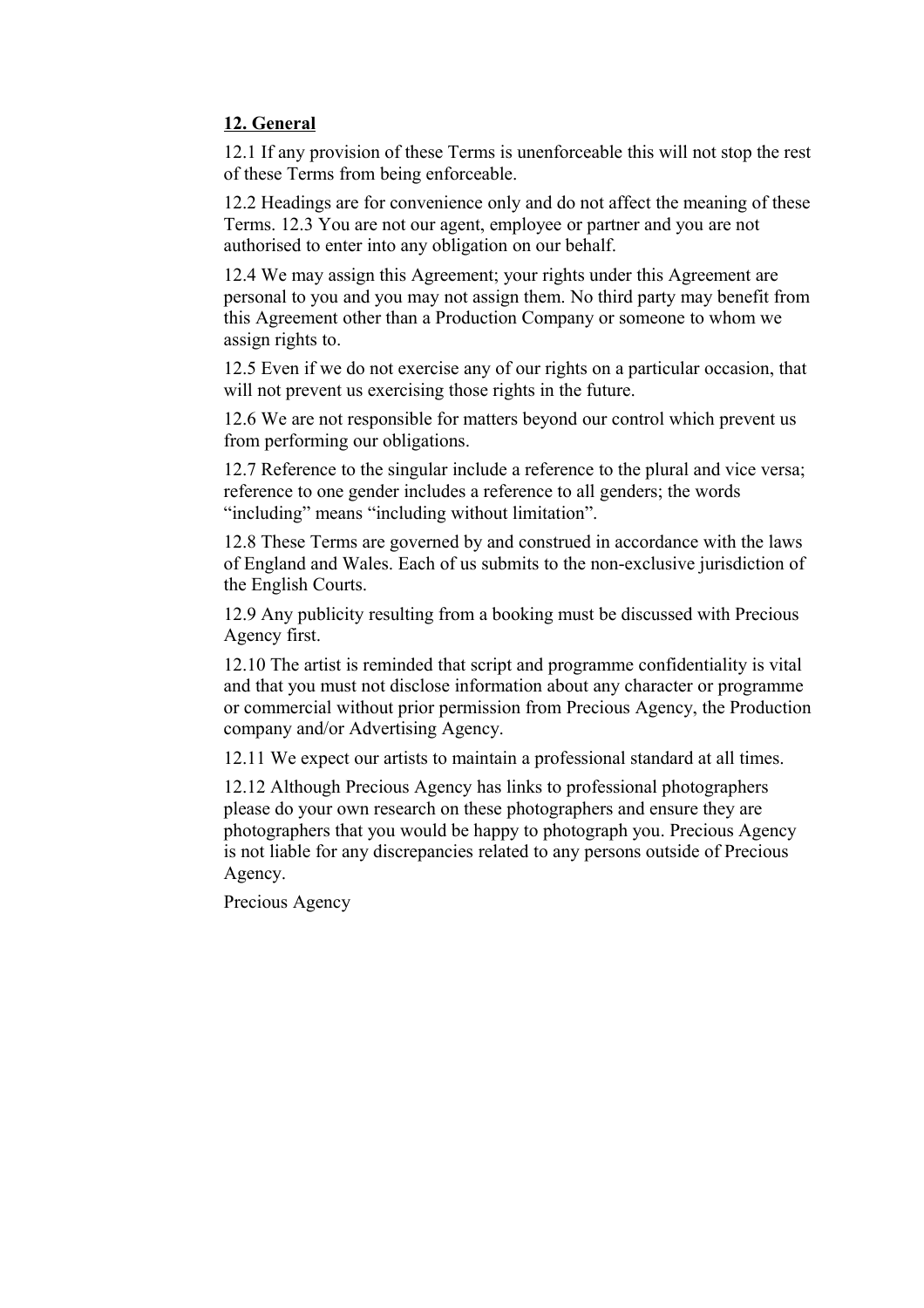**12. General**

12.1 If any provision of these Terms is unenforceable this will not stop the rest of these Terms from being enforceable.

12.2 Headings are for convenience only and do not affect the meaning of these Terms. 12.3 You are not our agent, employee or partner and you are not authorised to enter into any obligation on our behalf.

12.4 We may assign this Agreement; your rights under this Agreement are personal to you and you may not assign them. No third party may benefit from this Agreement other than a Production Company or someone to whom we assign rights to.

12.5 Even if we do not exercise any of our rights on a particular occasion, that will not prevent us exercising those rights in the future.

12.6 We are not responsible for matters beyond our control which prevent us from performing our obligations.

12.7 Reference to the singular include a reference to the plural and vice versa; reference to one gender includes a reference to all genders; the words "including" means "including without limitation".

12.8 These Terms are governed by and construed in accordance with the laws of England and Wales. Each of us submits to the non-exclusive jurisdiction of the English Courts.

12.9 Any publicity resulting from a booking must be discussed with Precious Agency first.

12.10 The artist is reminded that script and programme confidentiality is vital and that you must not disclose information about any character or programme or commercial without prior permission from Precious Agency, the Production company and/or Advertising Agency.

12.11 We expect our artists to maintain a professional standard at all times.

12.12 Although Precious Agency has links to professional photographers please do your own research on these photographers and ensure they are photographers that you would be happy to photograph you. Precious Agency is not liable for any discrepancies related to any persons outside of Precious Agency.

Precious Agency